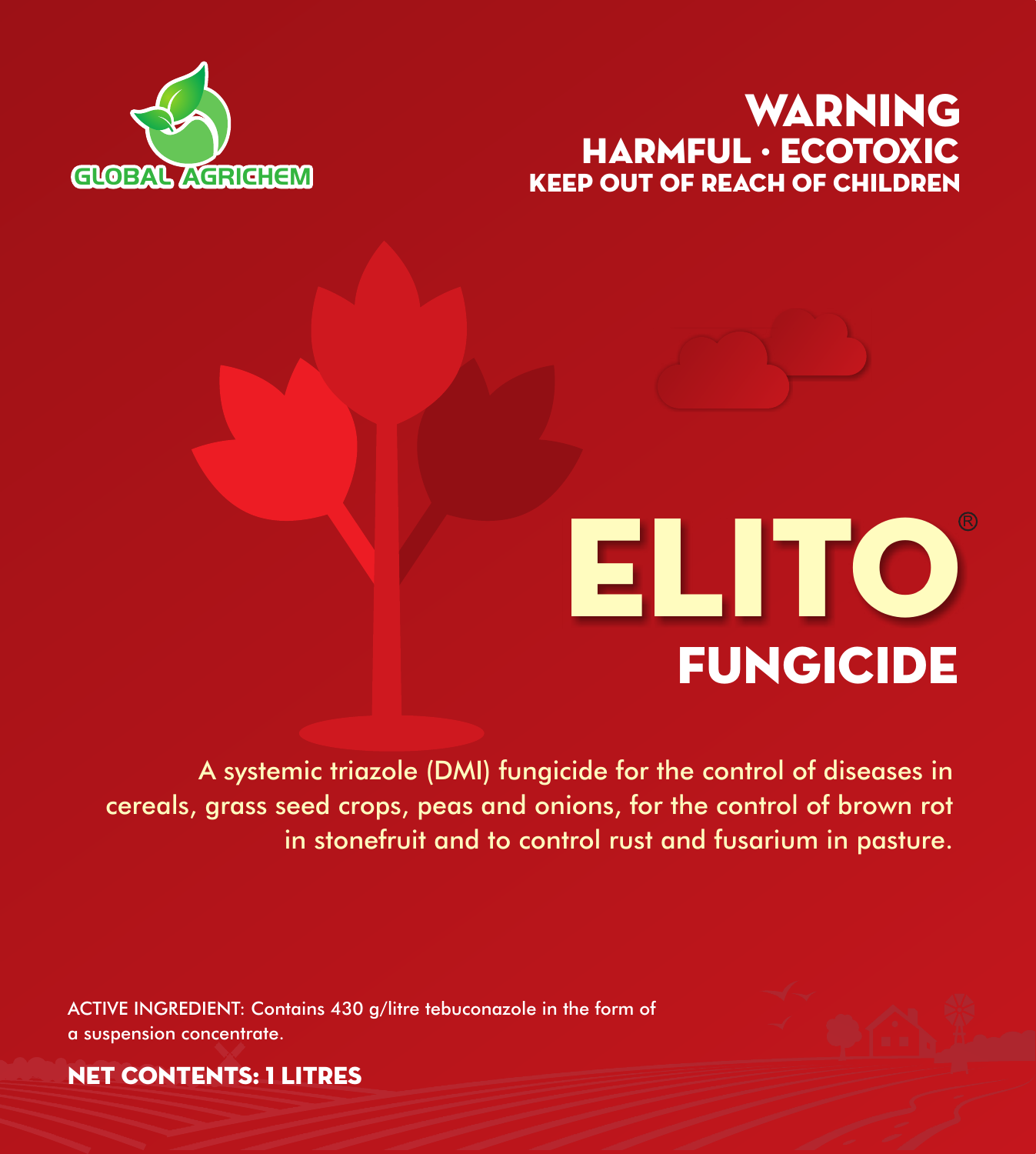GLOBAL AGRICHEM

# WARNING

## HARMFUL · ECOTOXIC

### KEEP OUT OF REACH OF CHILDREN

# ELITO®

## FUNGICIDE

A systemic triazole (DMI) fungicide for the control of diseases in cereals, grass seed crops, peas and onions, for the control of brown rot in stonefruit and to control rust and fusarium in pasture.

ACTIVE INGREDIENT: Contains 430 g/litre tebuconazole in the form of a suspension concentrate.

**NET CONTENTS: 1 LITRES**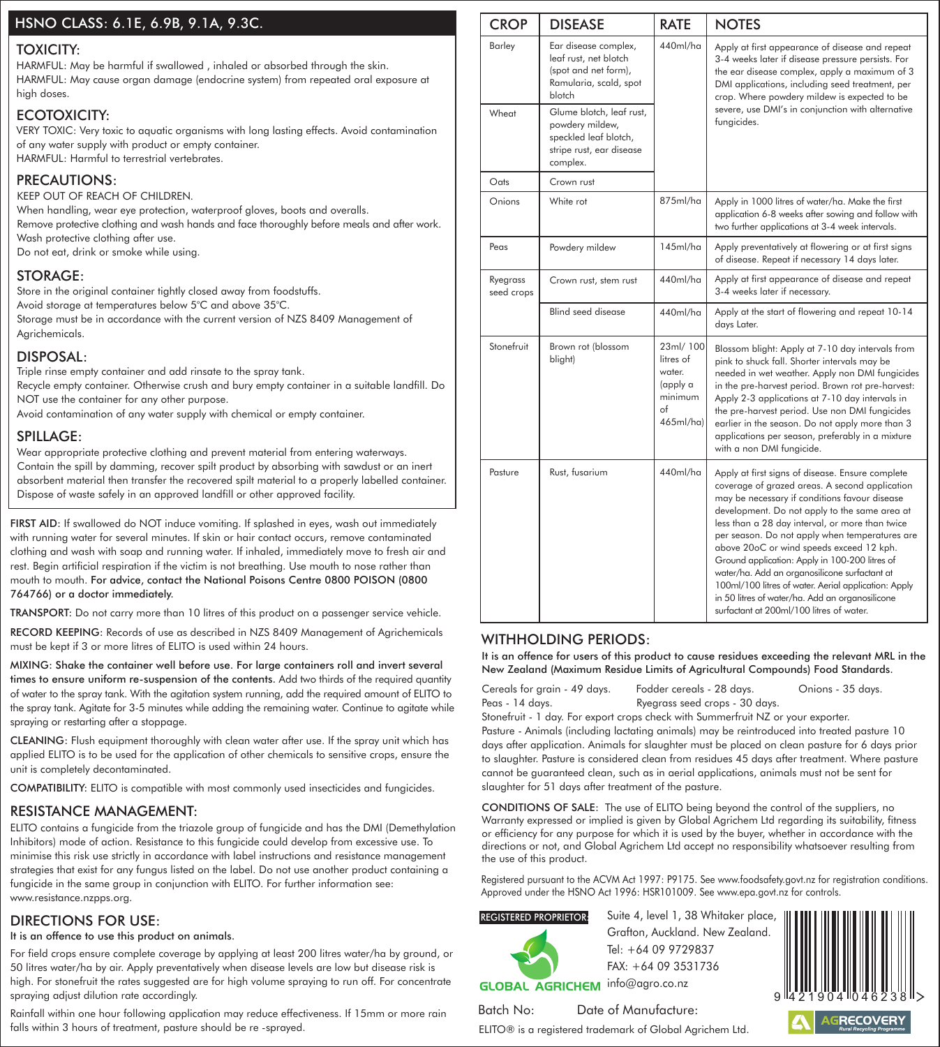## HSNO CLASS: 6.1E, 6.9B, 9.1A, 9.3C.

### TOXICITY:

HARMFUL: May be harmful if swallowed , inhaled or absorbed through the skin.
HARMFUL: May cause organ damage (endocrine system) from repeated oral exposure at high doses.

### ECOTOXICITY:

VERY TOXIC: Very toxic to aquatic organisms with long lasting effects. Avoid contamination of any water supply with product or empty container.
HARMFUL: Harmful to terrestrial vertebrates.

### PRECAUTIONS:

KEEP OUT OF REACH OF CHILDREN.
When handling, wear eye protection, waterproof gloves, boots and overalls.
Remove protective clothing and wash hands and face thoroughly before meals and after work.
Wash protective clothing after use.
Do not eat, drink or smoke while using.

### STORAGE:

Store in the original container tightly closed away from foodstuffs.
Avoid storage at temperatures below 5°C and above 35°C.
Storage must be in accordance with the current version of NZS 8409 Management of Agrichemicals.

### DISPOSAL:

Triple rinse empty container and add rinsate to the spray tank.
Recycle empty container. Otherwise crush and bury empty container in a suitable landfill. Do NOT use the container for any other purpose.
Avoid contamination of any water supply with chemical or empty container.

### SPILLAGE:

Wear appropriate protective clothing and prevent material from entering waterways. Contain the spill by damming, recover spilt product by absorbing with sawdust or an inert absorbent material then transfer the recovered spilt material to a properly labelled container. Dispose of waste safely in an approved landfill or other approved facility.

FIRST AID: If swallowed do NOT induce vomiting. If splashed in eyes, wash out immediately with running water for several minutes. If skin or hair contact occurs, remove contaminated clothing and wash with soap and running water. If inhaled, immediately move to fresh air and rest. Begin artificial respiration if the victim is not breathing. Use mouth to nose rather than mouth to mouth. **For advice, contact the National Poisons Centre 0800 POISON (0800 764766) or a doctor immediately.**

TRANSPORT: Do not carry more than 10 litres of this product on a passenger service vehicle.

RECORD KEEPING: Records of use as described in NZS 8409 Management of Agrichemicals must be kept if 3 or more litres of ELITO is used within 24 hours.

MIXING: **Shake the container well before use. For large containers roll and invert several times to ensure uniform re-suspension of the contents.** Add two thirds of the required quantity of water to the spray tank. With the agitation system running, add the required amount of ELITO to the spray tank. Agitate for 3-5 minutes while adding the remaining water. Continue to agitate while spraying or restarting after a stoppage.

CLEANING: Flush equipment thoroughly with clean water after use. If the spray unit which has applied ELITO is to be used for the application of other chemicals to sensitive crops, ensure the unit is completely decontaminated.

COMPATIBILITY: ELITO is compatible with most commonly used insecticides and fungicides.

### RESISTANCE MANAGEMENT:

ELITO contains a fungicide from the triazole group of fungicide and has the DMI (Demethylation Inhibitors) mode of action. Resistance to this fungicide could develop from excessive use. To minimise this risk use strictly in accordance with label instructions and resistance management strategies that exist for any fungus listed on the label. Do not use another product containing a fungicide in the same group in conjunction with ELITO. For further information see: www.resistance.nzpps.org.

### DIRECTIONS FOR USE:

**It is an offence to use this product on animals.**

For field crops ensure complete coverage by applying at least 200 litres water/ha by ground, or 50 litres water/ha by air. Apply preventatively when disease levels are low but disease risk is high. For stonefruit the rates suggested are for high volume spraying to run off. For concentrate spraying adjust dilution rate accordingly.

Rainfall within one hour following application may reduce effectiveness. If 15mm or more rain falls within 3 hours of treatment, pasture should be re -sprayed.

| CROP | DISEASE | RATE | NOTES |
|---|---|---|---|
| Barley | Ear disease complex, leaf rust, net blotch (spot and net form), Ramularia, scald, spot blotch | 440ml/ha | Apply at first appearance of disease and repeat 3-4 weeks later if disease pressure persists. For the ear disease complex, apply a maximum of 3 DMI applications, including seed treatment, per crop. Where powdery mildew is expected to be severe, use DMI's in conjunction with alternative fungicides. |
| Wheat | Glume blotch, leaf rust, powdery mildew, speckled leaf blotch, stripe rust, ear disease complex. | | |
| Oats | Crown rust | | |
| Onions | White rot | 875ml/ha | Apply in 1000 litres of water/ha. Make the first application 6-8 weeks after sowing and follow with two further applications at 3-4 week intervals. |
| Peas | Powdery mildew | 145ml/ha | Apply preventatively at flowering or at first signs of disease. Repeat if necessary 14 days later. |
| Ryegrass seed crops | Crown rust, stem rust | 440ml/ha | Apply at first appearance of disease and repeat 3-4 weeks later if necessary. |
| | Blind seed disease | 440ml/ha | Apply at the start of flowering and repeat 10-14 days Later. |
| Stonefruit | Brown rot (blossom blight) | 23ml/ 100 litres of water. (apply a minimum of 465ml/ha) | Blossom blight: Apply at 7-10 day intervals from pink to shuck fall. Shorter intervals may be needed in wet weather. Apply non DMI fungicides in the pre-harvest period. Brown rot pre-harvest: Apply 2-3 applications at 7-10 day intervals in the pre-harvest period. Use non DMI fungicides earlier in the season. Do not apply more than 3 applications per season, preferably in a mixture with a non DMI fungicide. |
| Pasture | Rust, fusarium | 440ml/ha | Apply at first signs of disease. Ensure complete coverage of grazed areas. A second application may be necessary if conditions favour disease development. Do not apply to the same area at less than a 28 day interval, or more than twice per season. Do not apply when temperatures are above 20oC or wind speeds exceed 12 kph. Ground application: Apply in 100-200 litres of water/ha. Add an organosilicone surfactant at 100ml/100 litres of water. Aerial application: Apply in 50 litres of water/ha. Add an organosilicone surfactant at 200ml/100 litres of water. |

### WITHHOLDING PERIODS:

**It is an offence for users of this product to cause residues exceeding the relevant MRL in the New Zealand (Maximum Residue Limits of Agricultural Compounds) Food Standards.**

Cereals for grain - 49 days. Fodder cereals - 28 days. Onions - 35 days.
Peas - 14 days. Ryegrass seed crops - 30 days.
Stonefruit - 1 day. For export crops check with Summerfruit NZ or your exporter.
Pasture - Animals (including lactating animals) may be reintroduced into treated pasture 10 days after application. Animals for slaughter must be placed on clean pasture for 6 days prior to slaughter. Pasture is considered clean from residues 45 days after treatment. Where pasture cannot be guaranteed clean, such as in aerial applications, animals must not be sent for slaughter for 51 days after treatment of the pasture.

**CONDITIONS OF SALE**: The use of ELITO being beyond the control of the suppliers, no Warranty expressed or implied is given by Global Agrichem Ltd regarding its suitability, fitness or efficiency for any purpose for which it is used by the buyer, whether in accordance with the directions or not, and Global Agrichem Ltd accept no responsibility whatsoever resulting from the use of this product.

Registered pursuant to the ACVM Act 1997: P9175. See www.foodsafety.govt.nz for registration conditions.
Approved under the HSNO Act 1996: HSR101009. See www.epa.govt.nz for controls.

REGISTERED PROPRIETOR:

GLOBAL AGRICHEM

Suite 4, level 1, 38 Whitaker place,
Grafton, Auckland. New Zealand.
Tel: +64 09 9729837
FAX: +64 09 3531736
info@agro.co.nz

9 421904 046238

Batch No: Date of Manufacture:

ELITO® is a registered trademark of Global Agrichem Ltd.

AGRECOVERY Rural Recycling Programme